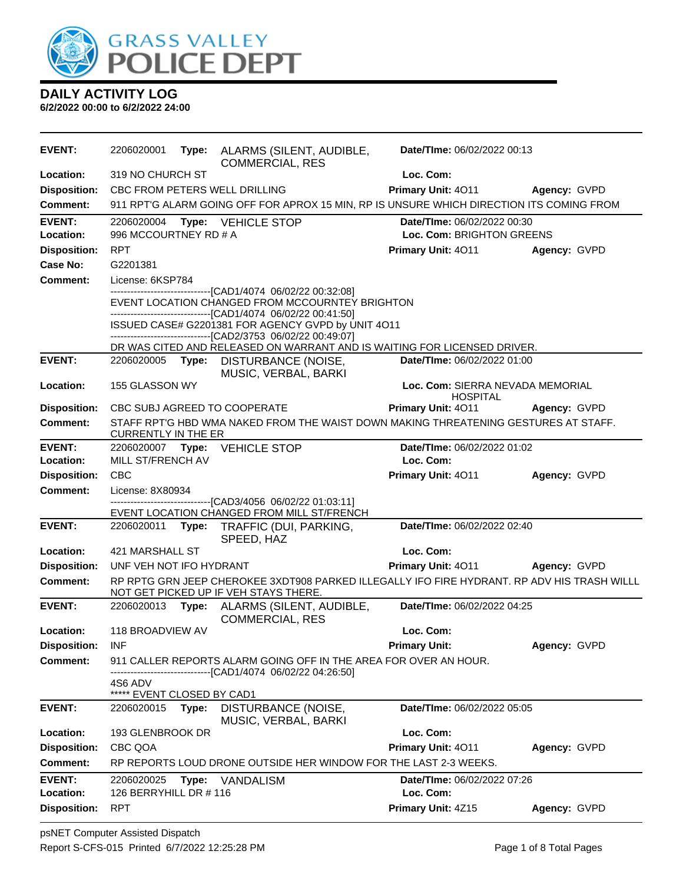# DAILY ACTIVITY LOG

**6/2/2022 00:00 to 6/2/2022 24:00**

---

**EVENT:** 2206020001 **Type:** ALARMS (SILENT, AUDIBLE, COMMERCIAL, RES **Date/TIme:** 06/02/2022 00:13
**Location:** 319 NO CHURCH ST **Loc. Com:**
**Disposition:** CBC FROM PETERS WELL DRILLING **Primary Unit:** 4O11 **Agency:** GVPD
**Comment:** 911 RPT'G ALARM GOING OFF FOR APROX 15 MIN, RP IS UNSURE WHICH DIRECTION ITS COMING FROM

---

**EVENT:** 2206020004 **Type:** VEHICLE STOP **Date/TIme:** 06/02/2022 00:30
**Location:** 996 MCCOURTNEY RD # A **Loc. Com:** BRIGHTON GREENS
**Disposition:** RPT **Primary Unit:** 4O11 **Agency:** GVPD
**Case No:** G2201381
**Comment:** License: 6KSP784

------------------------------[CAD1/4074 06/02/22 00:32:08]
EVENT LOCATION CHANGED FROM MCCOURNTEY BRIGHTON
------------------------------[CAD1/4074 06/02/22 00:41:50]
ISSUED CASE# G2201381 FOR AGENCY GVPD by UNIT 4O11
------------------------------[CAD2/3753 06/02/22 00:49:07]
DR WAS CITED AND RELEASED ON WARRANT AND IS WAITING FOR LICENSED DRIVER.

---

**EVENT:** 2206020005 **Type:** DISTURBANCE (NOISE, MUSIC, VERBAL, BARKI **Date/TIme:** 06/02/2022 01:00
**Location:** 155 GLASSON WY **Loc. Com:** SIERRA NEVADA MEMORIAL HOSPITAL
**Disposition:** CBC SUBJ AGREED TO COOPERATE **Primary Unit:** 4O11 **Agency:** GVPD
**Comment:** STAFF RPT'G HBD WMA NAKED FROM THE WAIST DOWN MAKING THREATENING GESTURES AT STAFF. CURRENTLY IN THE ER

---

**EVENT:** 2206020007 **Type:** VEHICLE STOP **Date/TIme:** 06/02/2022 01:02
**Location:** MILL ST/FRENCH AV **Loc. Com:**
**Disposition:** CBC **Primary Unit:** 4O11 **Agency:** GVPD
**Comment:** License: 8X80934

------------------------------[CAD3/4056 06/02/22 01:03:11]
EVENT LOCATION CHANGED FROM MILL ST/FRENCH

---

**EVENT:** 2206020011 **Type:** TRAFFIC (DUI, PARKING, SPEED, HAZ **Date/TIme:** 06/02/2022 02:40
**Location:** 421 MARSHALL ST **Loc. Com:**
**Disposition:** UNF VEH NOT IFO HYDRANT **Primary Unit:** 4O11 **Agency:** GVPD
**Comment:** RP RPTG GRN JEEP CHEROKEE 3XDT908 PARKED ILLEGALLY IFO FIRE HYDRANT. RP ADV HIS TRASH WILLL NOT GET PICKED UP IF VEH STAYS THERE.

---

**EVENT:** 2206020013 **Type:** ALARMS (SILENT, AUDIBLE, COMMERCIAL, RES **Date/TIme:** 06/02/2022 04:25
**Location:** 118 BROADVIEW AV **Loc. Com:**
**Disposition:** INF **Primary Unit:** **Agency:** GVPD
**Comment:** 911 CALLER REPORTS ALARM GOING OFF IN THE AREA FOR OVER AN HOUR.

------------------------------[CAD1/4074 06/02/22 04:26:50]
4S6 ADV
***** EVENT CLOSED BY CAD1

---

**EVENT:** 2206020015 **Type:** DISTURBANCE (NOISE, MUSIC, VERBAL, BARKI **Date/TIme:** 06/02/2022 05:05
**Location:** 193 GLENBROOK DR **Loc. Com:**
**Disposition:** CBC QOA **Primary Unit:** 4O11 **Agency:** GVPD
**Comment:** RP REPORTS LOUD DRONE OUTSIDE HER WINDOW FOR THE LAST 2-3 WEEKS.

---

**EVENT:** 2206020025 **Type:** VANDALISM **Date/TIme:** 06/02/2022 07:26
**Location:** 126 BERRYHILL DR # 116 **Loc. Com:**
**Disposition:** RPT **Primary Unit:** 4Z15 **Agency:** GVPD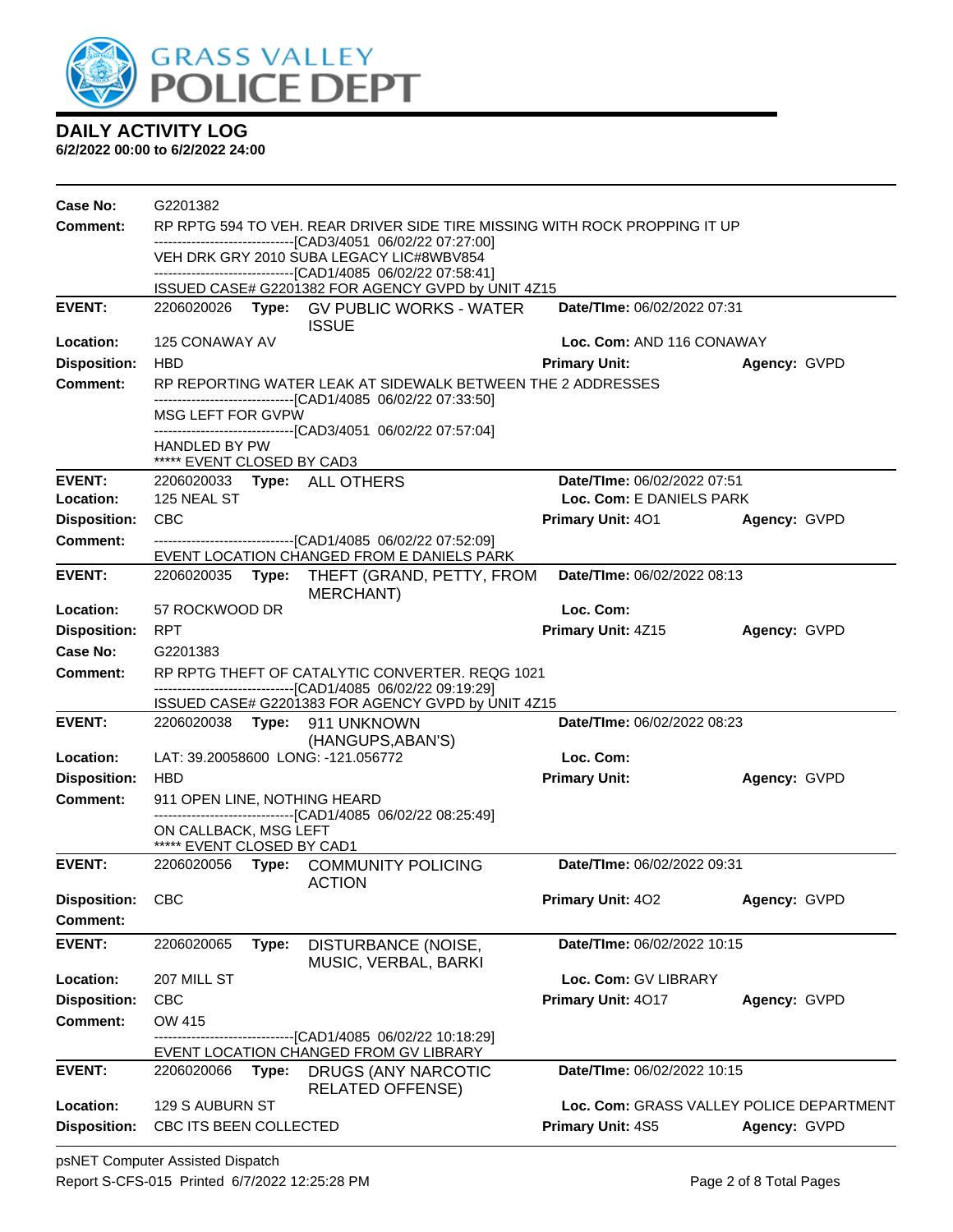# DAILY ACTIVITY LOG

**6/2/2022 00:00 to 6/2/2022 24:00**

**Case No:** G2201382

**Comment:** RP RPTG 594 TO VEH. REAR DRIVER SIDE TIRE MISSING WITH ROCK PROPPING IT UP
------------------------------[CAD3/4051 06/02/22 07:27:00]
VEH DRK GRY 2010 SUBA LEGACY LIC#8WBV854
------------------------------[CAD1/4085 06/02/22 07:58:41]
ISSUED CASE# G2201382 FOR AGENCY GVPD by UNIT 4Z15

---

**EVENT:** 2206020026 **Type:** GV PUBLIC WORKS - WATER ISSUE **Date/TIme:** 06/02/2022 07:31

**Location:** 125 CONAWAY AV **Loc. Com:** AND 116 CONAWAY

**Disposition:** HBD **Primary Unit:** **Agency:** GVPD

**Comment:** RP REPORTING WATER LEAK AT SIDEWALK BETWEEN THE 2 ADDRESSES
------------------------------[CAD1/4085 06/02/22 07:33:50]
MSG LEFT FOR GVPW
------------------------------[CAD3/4051 06/02/22 07:57:04]
HANDLED BY PW
***** EVENT CLOSED BY CAD3

---

**EVENT:** 2206020033 **Type:** ALL OTHERS **Date/TIme:** 06/02/2022 07:51

**Location:** 125 NEAL ST **Loc. Com:** E DANIELS PARK

**Disposition:** CBC **Primary Unit:** 4O1 **Agency:** GVPD

**Comment:** ------------------------------[CAD1/4085 06/02/22 07:52:09]
EVENT LOCATION CHANGED FROM E DANIELS PARK

---

**EVENT:** 2206020035 **Type:** THEFT (GRAND, PETTY, FROM MERCHANT) **Date/TIme:** 06/02/2022 08:13

**Location:** 57 ROCKWOOD DR **Loc. Com:**

**Disposition:** RPT **Primary Unit:** 4Z15 **Agency:** GVPD

**Case No:** G2201383

**Comment:** RP RPTG THEFT OF CATALYTIC CONVERTER. REQG 1021
------------------------------[CAD1/4085 06/02/22 09:19:29]
ISSUED CASE# G2201383 FOR AGENCY GVPD by UNIT 4Z15

---

**EVENT:** 2206020038 **Type:** 911 UNKNOWN (HANGUPS,ABAN'S) **Date/TIme:** 06/02/2022 08:23

**Location:** LAT: 39.20058600 LONG: -121.056772 **Loc. Com:**

**Disposition:** HBD **Primary Unit:** **Agency:** GVPD

**Comment:** 911 OPEN LINE, NOTHING HEARD
------------------------------[CAD1/4085 06/02/22 08:25:49]
ON CALLBACK, MSG LEFT
***** EVENT CLOSED BY CAD1

---

**EVENT:** 2206020056 **Type:** COMMUNITY POLICING ACTION **Date/TIme:** 06/02/2022 09:31

**Disposition:** CBC **Primary Unit:** 4O2 **Agency:** GVPD

**Comment:**

---

**EVENT:** 2206020065 **Type:** DISTURBANCE (NOISE, MUSIC, VERBAL, BARKI **Date/TIme:** 06/02/2022 10:15

**Location:** 207 MILL ST **Loc. Com:** GV LIBRARY

**Disposition:** CBC **Primary Unit:** 4O17 **Agency:** GVPD

**Comment:** OW 415
------------------------------[CAD1/4085 06/02/22 10:18:29]
EVENT LOCATION CHANGED FROM GV LIBRARY

---

**EVENT:** 2206020066 **Type:** DRUGS (ANY NARCOTIC RELATED OFFENSE) **Date/TIme:** 06/02/2022 10:15

**Location:** 129 S AUBURN ST **Loc. Com:** GRASS VALLEY POLICE DEPARTMENT

**Disposition:** CBC ITS BEEN COLLECTED **Primary Unit:** 4S5 **Agency:** GVPD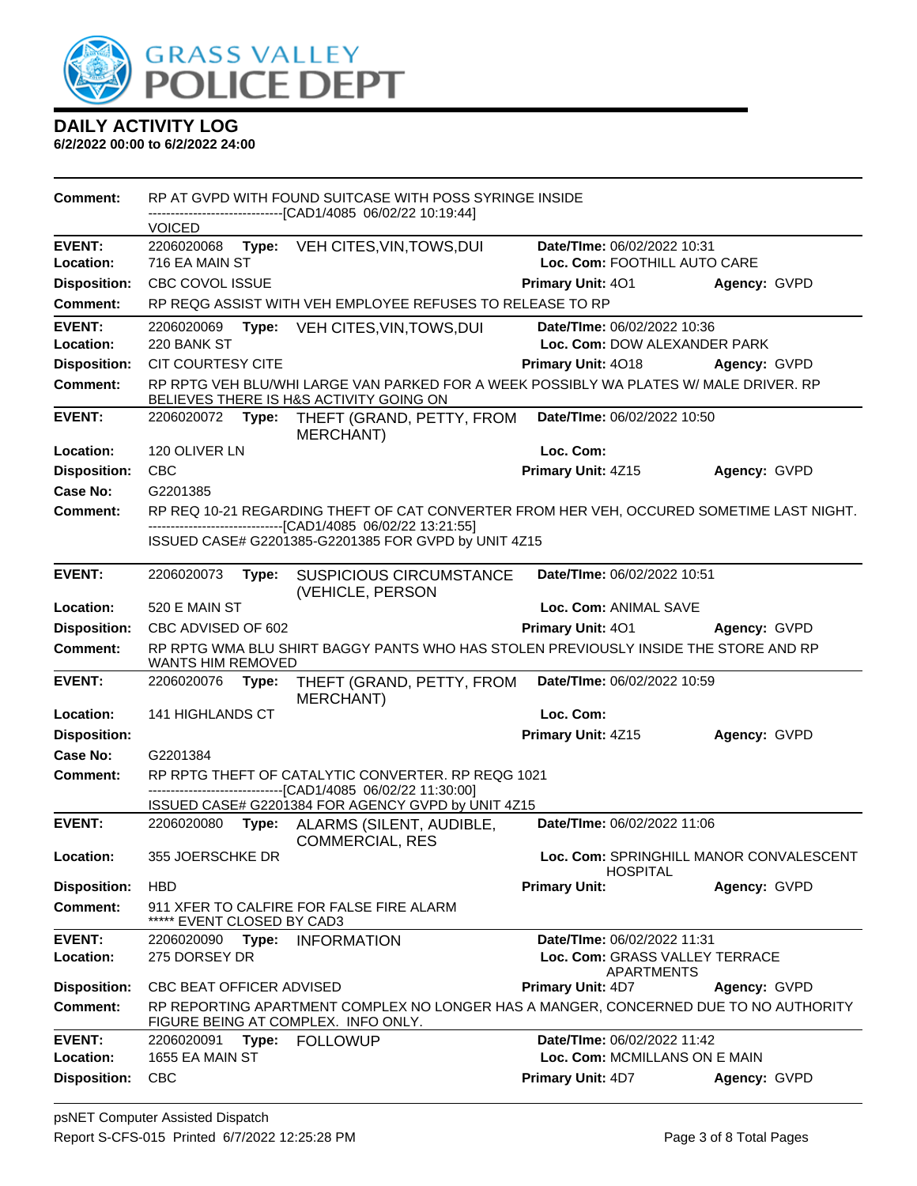# DAILY ACTIVITY LOG

**6/2/2022 00:00 to 6/2/2022 24:00**

**Comment:** RP AT GVPD WITH FOUND SUITCASE WITH POSS SYRINGE INSIDE
------------------------------[CAD1/4085 06/02/22 10:19:44]
VOICED

---

**EVENT:** 2206020068 **Type:** VEH CITES,VIN,TOWS,DUI **Date/TIme:** 06/02/2022 10:31
**Location:** 716 EA MAIN ST **Loc. Com:** FOOTHILL AUTO CARE
**Disposition:** CBC COVOL ISSUE **Primary Unit:** 4O1 **Agency:** GVPD
**Comment:** RP REQG ASSIST WITH VEH EMPLOYEE REFUSES TO RELEASE TO RP

---

**EVENT:** 2206020069 **Type:** VEH CITES,VIN,TOWS,DUI **Date/TIme:** 06/02/2022 10:36
**Location:** 220 BANK ST **Loc. Com:** DOW ALEXANDER PARK
**Disposition:** CIT COURTESY CITE **Primary Unit:** 4O18 **Agency:** GVPD
**Comment:** RP RPTG VEH BLU/WHI LARGE VAN PARKED FOR A WEEK POSSIBLY WA PLATES W/ MALE DRIVER. RP BELIEVES THERE IS H&S ACTIVITY GOING ON

---

**EVENT:** 2206020072 **Type:** THEFT (GRAND, PETTY, FROM MERCHANT) **Date/TIme:** 06/02/2022 10:50
**Location:** 120 OLIVER LN **Loc. Com:**
**Disposition:** CBC **Primary Unit:** 4Z15 **Agency:** GVPD
**Case No:** G2201385
**Comment:** RP REQ 10-21 REGARDING THEFT OF CAT CONVERTER FROM HER VEH, OCCURED SOMETIME LAST NIGHT.
------------------------------[CAD1/4085 06/02/22 13:21:55]
ISSUED CASE# G2201385-G2201385 FOR GVPD by UNIT 4Z15

---

**EVENT:** 2206020073 **Type:** SUSPICIOUS CIRCUMSTANCE (VEHICLE, PERSON **Date/TIme:** 06/02/2022 10:51
**Location:** 520 E MAIN ST **Loc. Com:** ANIMAL SAVE
**Disposition:** CBC ADVISED OF 602 **Primary Unit:** 4O1 **Agency:** GVPD
**Comment:** RP RPTG WMA BLU SHIRT BAGGY PANTS WHO HAS STOLEN PREVIOUSLY INSIDE THE STORE AND RP WANTS HIM REMOVED

---

**EVENT:** 2206020076 **Type:** THEFT (GRAND, PETTY, FROM MERCHANT) **Date/TIme:** 06/02/2022 10:59
**Location:** 141 HIGHLANDS CT **Loc. Com:**
**Disposition:** **Primary Unit:** 4Z15 **Agency:** GVPD
**Case No:** G2201384
**Comment:** RP RPTG THEFT OF CATALYTIC CONVERTER. RP REQG 1021
------------------------------[CAD1/4085 06/02/22 11:30:00]
ISSUED CASE# G2201384 FOR AGENCY GVPD by UNIT 4Z15

---

**EVENT:** 2206020080 **Type:** ALARMS (SILENT, AUDIBLE, COMMERCIAL, RES **Date/TIme:** 06/02/2022 11:06
**Location:** 355 JOERSCHKE DR **Loc. Com:** SPRINGHILL MANOR CONVALESCENT HOSPITAL
**Disposition:** HBD **Primary Unit:** **Agency:** GVPD
**Comment:** 911 XFER TO CALFIRE FOR FALSE FIRE ALARM
***** EVENT CLOSED BY CAD3

---

**EVENT:** 2206020090 **Type:** INFORMATION **Date/TIme:** 06/02/2022 11:31
**Location:** 275 DORSEY DR **Loc. Com:** GRASS VALLEY TERRACE APARTMENTS
**Disposition:** CBC BEAT OFFICER ADVISED **Primary Unit:** 4D7 **Agency:** GVPD
**Comment:** RP REPORTING APARTMENT COMPLEX NO LONGER HAS A MANGER, CONCERNED DUE TO NO AUTHORITY FIGURE BEING AT COMPLEX. INFO ONLY.

---

**EVENT:** 2206020091 **Type:** FOLLOWUP **Date/TIme:** 06/02/2022 11:42
**Location:** 1655 EA MAIN ST **Loc. Com:** MCMILLANS ON E MAIN
**Disposition:** CBC **Primary Unit:** 4D7 **Agency:** GVPD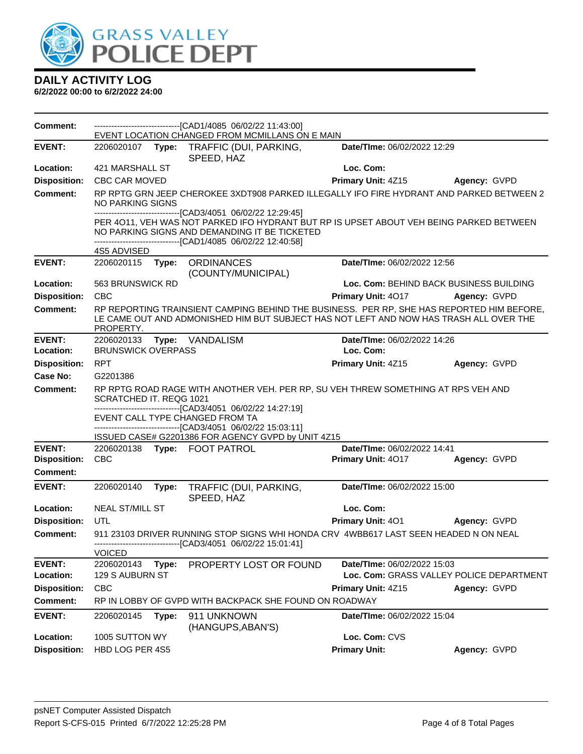# GRASS VALLEY POLICE DEPT

## DAILY ACTIVITY LOG

**6/2/2022 00:00 to 6/2/2022 24:00**

---

**Comment:** ------------------------------[CAD1/4085 06/02/22 11:43:00]
EVENT LOCATION CHANGED FROM MCMILLANS ON E MAIN

---

**EVENT:** 2206020107 **Type:** TRAFFIC (DUI, PARKING, SPEED, HAZ **Date/TIme:** 06/02/2022 12:29
**Location:** 421 MARSHALL ST **Loc. Com:**
**Disposition:** CBC CAR MOVED **Primary Unit:** 4Z15 **Agency:** GVPD
**Comment:** RP RPTG GRN JEEP CHEROKEE 3XDT908 PARKED ILLEGALLY IFO FIRE HYDRANT AND PARKED BETWEEN 2 NO PARKING SIGNS
------------------------------[CAD3/4051 06/02/22 12:29:45]
PER 4O11, VEH WAS NOT PARKED IFO HYDRANT BUT RP IS UPSET ABOUT VEH BEING PARKED BETWEEN NO PARKING SIGNS AND DEMANDING IT BE TICKETED
------------------------------[CAD1/4085 06/02/22 12:40:58]
4S5 ADVISED

---

**EVENT:** 2206020115 **Type:** ORDINANCES (COUNTY/MUNICIPAL) **Date/TIme:** 06/02/2022 12:56
**Location:** 563 BRUNSWICK RD **Loc. Com:** BEHIND BACK BUSINESS BUILDING
**Disposition:** CBC **Primary Unit:** 4O17 **Agency:** GVPD
**Comment:** RP REPORTING TRAINSIENT CAMPING BEHIND THE BUSINESS. PER RP, SHE HAS REPORTED HIM BEFORE, LE CAME OUT AND ADMONISHED HIM BUT SUBJECT HAS NOT LEFT AND NOW HAS TRASH ALL OVER THE PROPERTY.

---

**EVENT:** 2206020133 **Type:** VANDALISM **Date/TIme:** 06/02/2022 14:26
**Location:** BRUNSWICK OVERPASS **Loc. Com:**
**Disposition:** RPT **Primary Unit:** 4Z15 **Agency:** GVPD
**Case No:** G2201386
**Comment:** RP RPTG ROAD RAGE WITH ANOTHER VEH. PER RP, SU VEH THREW SOMETHING AT RPS VEH AND SCRATCHED IT. REQG 1021
------------------------------[CAD3/4051 06/02/22 14:27:19]
EVENT CALL TYPE CHANGED FROM TA
------------------------------[CAD3/4051 06/02/22 15:03:11]
ISSUED CASE# G2201386 FOR AGENCY GVPD by UNIT 4Z15

---

**EVENT:** 2206020138 **Type:** FOOT PATROL **Date/TIme:** 06/02/2022 14:41
**Disposition:** CBC **Primary Unit:** 4O17 **Agency:** GVPD
**Comment:**

---

**EVENT:** 2206020140 **Type:** TRAFFIC (DUI, PARKING, SPEED, HAZ **Date/TIme:** 06/02/2022 15:00
**Location:** NEAL ST/MILL ST **Loc. Com:**
**Disposition:** UTL **Primary Unit:** 4O1 **Agency:** GVPD
**Comment:** 911 23103 DRIVER RUNNING STOP SIGNS WHI HONDA CRV 4WBB617 LAST SEEN HEADED N ON NEAL
------------------------------[CAD3/4051 06/02/22 15:01:41]
VOICED

---

**EVENT:** 2206020143 **Type:** PROPERTY LOST OR FOUND **Date/TIme:** 06/02/2022 15:03
**Location:** 129 S AUBURN ST **Loc. Com:** GRASS VALLEY POLICE DEPARTMENT
**Disposition:** CBC **Primary Unit:** 4Z15 **Agency:** GVPD
**Comment:** RP IN LOBBY OF GVPD WITH BACKPACK SHE FOUND ON ROADWAY

---

**EVENT:** 2206020145 **Type:** 911 UNKNOWN (HANGUPS,ABAN'S) **Date/TIme:** 06/02/2022 15:04
**Location:** 1005 SUTTON WY **Loc. Com:** CVS
**Disposition:** HBD LOG PER 4S5 **Primary Unit:** **Agency:** GVPD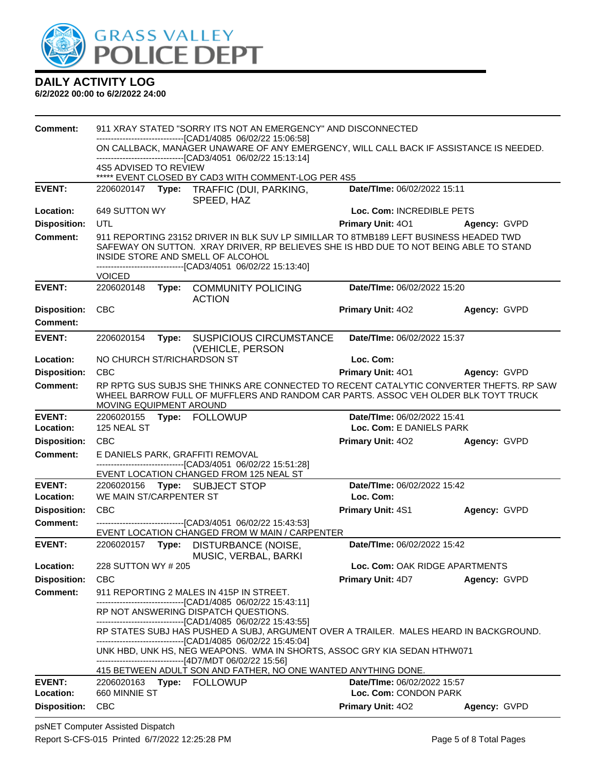# GRASS VALLEY POLICE DEPT

## DAILY ACTIVITY LOG

**6/2/2022 00:00 to 6/2/2022 24:00**

**Comment:** 911 XRAY STATED "SORRY ITS NOT AN EMERGENCY" AND DISCONNECTED
------------------------------[CAD1/4085 06/02/22 15:06:58]
ON CALLBACK, MANAGER UNAWARE OF ANY EMERGENCY, WILL CALL BACK IF ASSISTANCE IS NEEDED.
------------------------------[CAD3/4051 06/02/22 15:13:14]
4S5 ADVISED TO REVIEW
***** EVENT CLOSED BY CAD3 WITH COMMENT-LOG PER 4S5

---

**EVENT:** 2206020147 **Type:** TRAFFIC (DUI, PARKING, SPEED, HAZ **Date/TIme:** 06/02/2022 15:11
**Location:** 649 SUTTON WY **Loc. Com:** INCREDIBLE PETS
**Disposition:** UTL **Primary Unit:** 4O1 **Agency:** GVPD
**Comment:** 911 REPORTING 23152 DRIVER IN BLK SUV LP SIMILLAR TO 8TMB189 LEFT BUSINESS HEADED TWD SAFEWAY ON SUTTON. XRAY DRIVER, RP BELIEVES SHE IS HBD DUE TO NOT BEING ABLE TO STAND INSIDE STORE AND SMELL OF ALCOHOL
------------------------------[CAD3/4051 06/02/22 15:13:40]
VOICED

---

**EVENT:** 2206020148 **Type:** COMMUNITY POLICING ACTION **Date/TIme:** 06/02/2022 15:20
**Disposition:** CBC **Primary Unit:** 4O2 **Agency:** GVPD
**Comment:**

---

**EVENT:** 2206020154 **Type:** SUSPICIOUS CIRCUMSTANCE (VEHICLE, PERSON **Date/TIme:** 06/02/2022 15:37
**Location:** NO CHURCH ST/RICHARDSON ST **Loc. Com:**
**Disposition:** CBC **Primary Unit:** 4O1 **Agency:** GVPD
**Comment:** RP RPTG SUS SUBJS SHE THINKS ARE CONNECTED TO RECENT CATALYTIC CONVERTER THEFTS. RP SAW WHEEL BARROW FULL OF MUFFLERS AND RANDOM CAR PARTS. ASSOC VEH OLDER BLK TOYT TRUCK MOVING EQUIPMENT AROUND

---

**EVENT:** 2206020155 **Type:** FOLLOWUP **Date/TIme:** 06/02/2022 15:41
**Location:** 125 NEAL ST **Loc. Com:** E DANIELS PARK
**Disposition:** CBC **Primary Unit:** 4O2 **Agency:** GVPD
**Comment:** E DANIELS PARK, GRAFFITI REMOVAL
------------------------------[CAD3/4051 06/02/22 15:51:28]
EVENT LOCATION CHANGED FROM 125 NEAL ST

---

**EVENT:** 2206020156 **Type:** SUBJECT STOP **Date/TIme:** 06/02/2022 15:42
**Location:** WE MAIN ST/CARPENTER ST **Loc. Com:**
**Disposition:** CBC **Primary Unit:** 4S1 **Agency:** GVPD
**Comment:** ------------------------------[CAD3/4051 06/02/22 15:43:53]
EVENT LOCATION CHANGED FROM W MAIN / CARPENTER

---

**EVENT:** 2206020157 **Type:** DISTURBANCE (NOISE, MUSIC, VERBAL, BARKI **Date/TIme:** 06/02/2022 15:42
**Location:** 228 SUTTON WY # 205 **Loc. Com:** OAK RIDGE APARTMENTS
**Disposition:** CBC **Primary Unit:** 4D7 **Agency:** GVPD
**Comment:** 911 REPORTING 2 MALES IN 415P IN STREET.
------------------------------[CAD1/4085 06/02/22 15:43:11]
RP NOT ANSWERING DISPATCH QUESTIONS.
------------------------------[CAD1/4085 06/02/22 15:43:55]
RP STATES SUBJ HAS PUSHED A SUBJ, ARGUMENT OVER A TRAILER. MALES HEARD IN BACKGROUND.
------------------------------[CAD1/4085 06/02/22 15:45:04]
UNK HBD, UNK HS, NEG WEAPONS. WMA IN SHORTS, ASSOC GRY KIA SEDAN HTHW071
------------------------------[4D7/MDT 06/02/22 15:56]
415 BETWEEN ADULT SON AND FATHER, NO ONE WANTED ANYTHING DONE.

---

**EVENT:** 2206020163 **Type:** FOLLOWUP **Date/TIme:** 06/02/2022 15:57
**Location:** 660 MINNIE ST **Loc. Com:** CONDON PARK
**Disposition:** CBC **Primary Unit:** 4O2 **Agency:** GVPD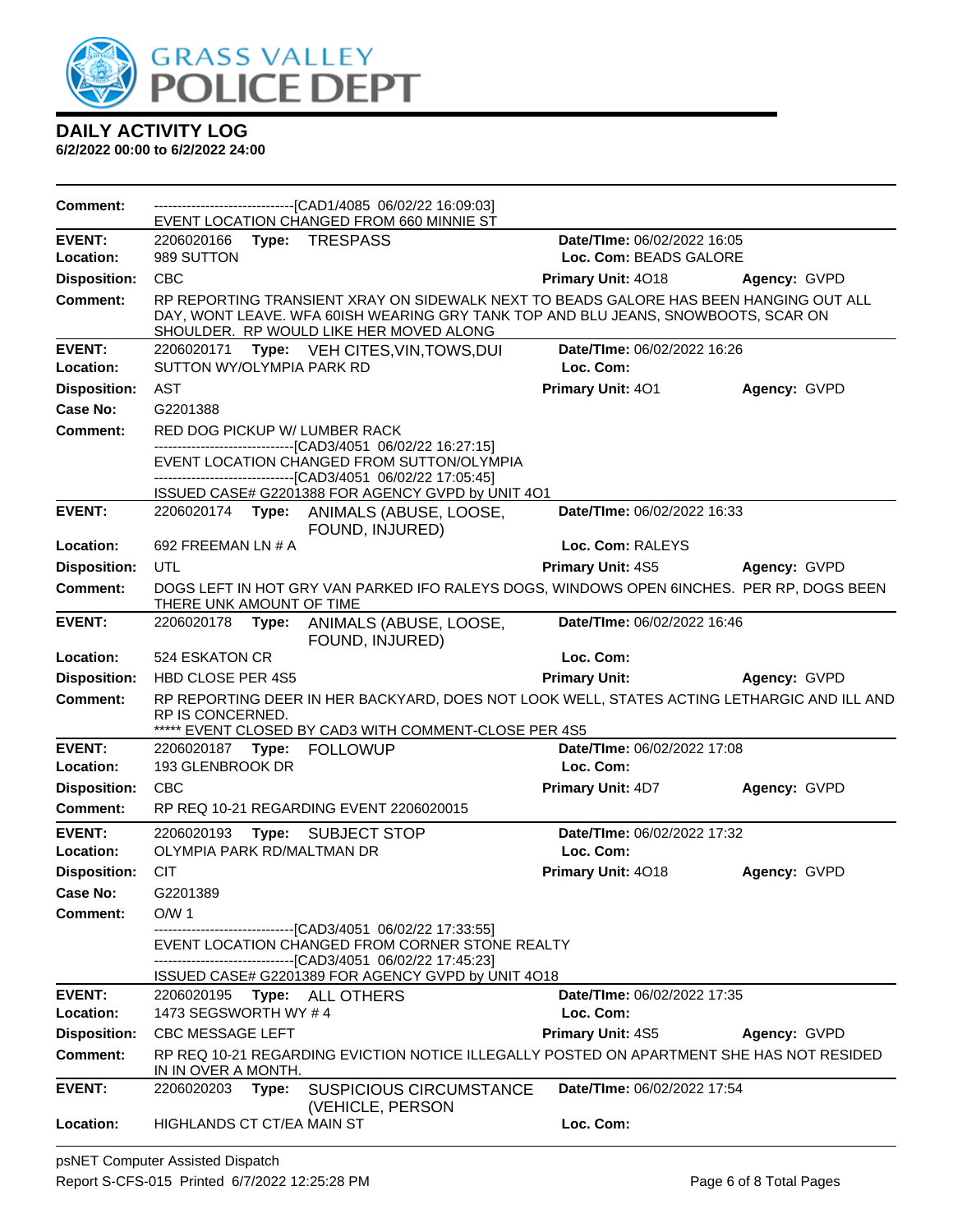# DAILY ACTIVITY LOG

**6/2/2022 00:00 to 6/2/2022 24:00**

**Comment:** ------------------------------[CAD1/4085 06/02/22 16:09:03]
EVENT LOCATION CHANGED FROM 660 MINNIE ST

---

**EVENT:** 2206020166 **Type:** TRESPASS **Date/TIme:** 06/02/2022 16:05
**Location:** 989 SUTTON **Loc. Com:** BEADS GALORE
**Disposition:** CBC **Primary Unit:** 4O18 **Agency:** GVPD
**Comment:** RP REPORTING TRANSIENT XRAY ON SIDEWALK NEXT TO BEADS GALORE HAS BEEN HANGING OUT ALL DAY, WONT LEAVE. WFA 60ISH WEARING GRY TANK TOP AND BLU JEANS, SNOWBOOTS, SCAR ON SHOULDER. RP WOULD LIKE HER MOVED ALONG

---

**EVENT:** 2206020171 **Type:** VEH CITES,VIN,TOWS,DUI **Date/TIme:** 06/02/2022 16:26
**Location:** SUTTON WY/OLYMPIA PARK RD **Loc. Com:**
**Disposition:** AST **Primary Unit:** 4O1 **Agency:** GVPD
**Case No:** G2201388
**Comment:** RED DOG PICKUP W/ LUMBER RACK
------------------------------[CAD3/4051 06/02/22 16:27:15]
EVENT LOCATION CHANGED FROM SUTTON/OLYMPIA
------------------------------[CAD3/4051 06/02/22 17:05:45]
ISSUED CASE# G2201388 FOR AGENCY GVPD by UNIT 4O1

---

**EVENT:** 2206020174 **Type:** ANIMALS (ABUSE, LOOSE, FOUND, INJURED) **Date/TIme:** 06/02/2022 16:33
**Location:** 692 FREEMAN LN # A **Loc. Com:** RALEYS
**Disposition:** UTL **Primary Unit:** 4S5 **Agency:** GVPD
**Comment:** DOGS LEFT IN HOT GRY VAN PARKED IFO RALEYS DOGS, WINDOWS OPEN 6INCHES. PER RP, DOGS BEEN THERE UNK AMOUNT OF TIME

---

**EVENT:** 2206020178 **Type:** ANIMALS (ABUSE, LOOSE, FOUND, INJURED) **Date/TIme:** 06/02/2022 16:46
**Location:** 524 ESKATON CR **Loc. Com:**
**Disposition:** HBD CLOSE PER 4S5 **Primary Unit:** **Agency:** GVPD
**Comment:** RP REPORTING DEER IN HER BACKYARD, DOES NOT LOOK WELL, STATES ACTING LETHARGIC AND ILL AND RP IS CONCERNED.
***** EVENT CLOSED BY CAD3 WITH COMMENT-CLOSE PER 4S5

---

**EVENT:** 2206020187 **Type:** FOLLOWUP **Date/TIme:** 06/02/2022 17:08
**Location:** 193 GLENBROOK DR **Loc. Com:**
**Disposition:** CBC **Primary Unit:** 4D7 **Agency:** GVPD
**Comment:** RP REQ 10-21 REGARDING EVENT 2206020015

---

**EVENT:** 2206020193 **Type:** SUBJECT STOP **Date/TIme:** 06/02/2022 17:32
**Location:** OLYMPIA PARK RD/MALTMAN DR **Loc. Com:**
**Disposition:** CIT **Primary Unit:** 4O18 **Agency:** GVPD
**Case No:** G2201389
**Comment:** O/W 1
------------------------------[CAD3/4051 06/02/22 17:33:55]
EVENT LOCATION CHANGED FROM CORNER STONE REALTY
------------------------------[CAD3/4051 06/02/22 17:45:23]
ISSUED CASE# G2201389 FOR AGENCY GVPD by UNIT 4O18

---

**EVENT:** 2206020195 **Type:** ALL OTHERS **Date/TIme:** 06/02/2022 17:35
**Location:** 1473 SEGSWORTH WY # 4 **Loc. Com:**
**Disposition:** CBC MESSAGE LEFT **Primary Unit:** 4S5 **Agency:** GVPD
**Comment:** RP REQ 10-21 REGARDING EVICTION NOTICE ILLEGALLY POSTED ON APARTMENT SHE HAS NOT RESIDED IN IN OVER A MONTH.

---

**EVENT:** 2206020203 **Type:** SUSPICIOUS CIRCUMSTANCE (VEHICLE, PERSON **Date/TIme:** 06/02/2022 17:54
**Location:** HIGHLANDS CT CT/EA MAIN ST **Loc. Com:**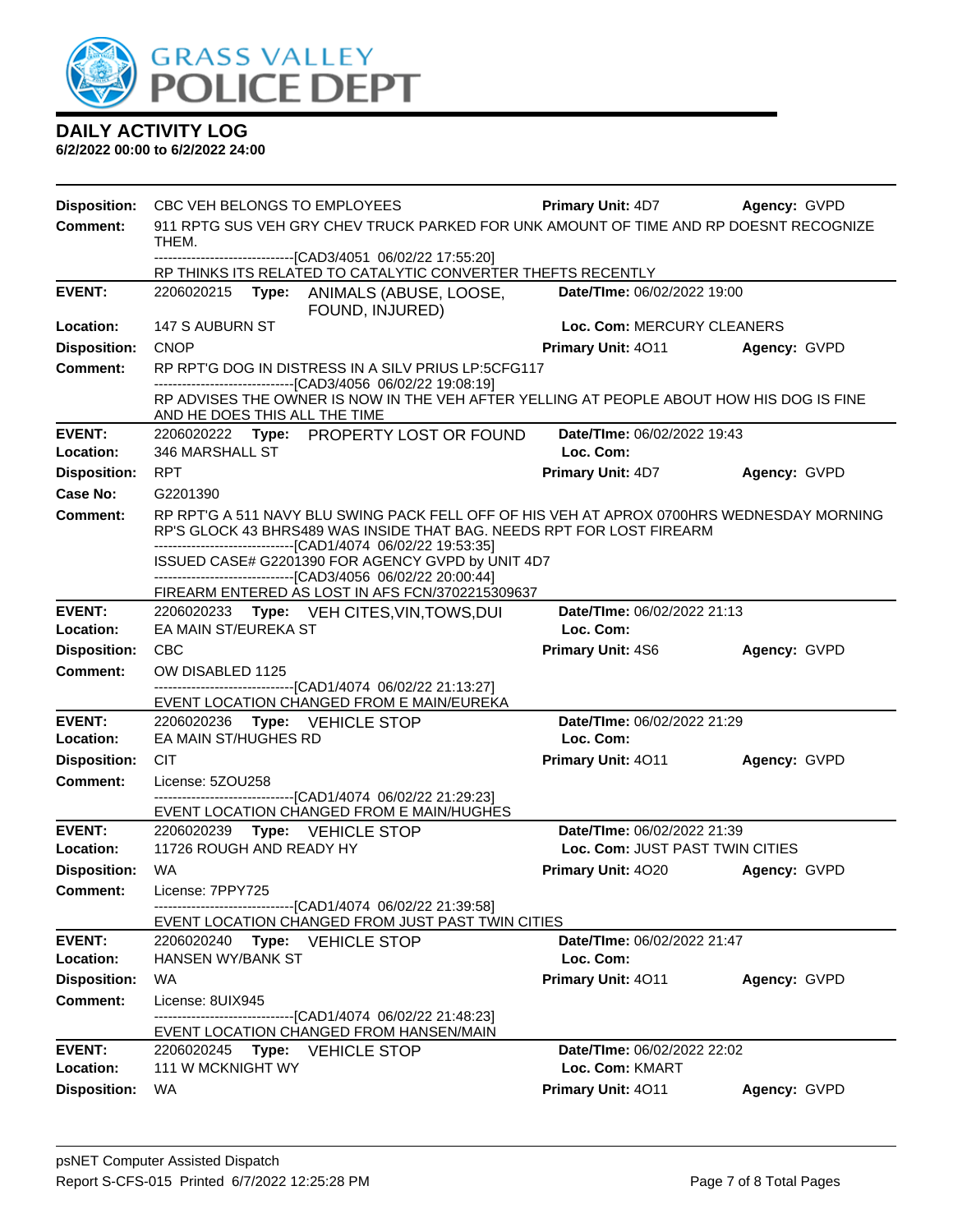# GRASS VALLEY POLICE DEPT

## DAILY ACTIVITY LOG

**6/2/2022 00:00 to 6/2/2022 24:00**

**Disposition:** CBC VEH BELONGS TO EMPLOYEES **Primary Unit:** 4D7 **Agency:** GVPD
**Comment:** 911 RPTG SUS VEH GRY CHEV TRUCK PARKED FOR UNK AMOUNT OF TIME AND RP DOESNT RECOGNIZE THEM.
------------------------------[CAD3/4051 06/02/22 17:55:20]
RP THINKS ITS RELATED TO CATALYTIC CONVERTER THEFTS RECENTLY

---

**EVENT:** 2206020215 **Type:** ANIMALS (ABUSE, LOOSE, FOUND, INJURED) **Date/TIme:** 06/02/2022 19:00
**Location:** 147 S AUBURN ST **Loc. Com:** MERCURY CLEANERS
**Disposition:** CNOP **Primary Unit:** 4O11 **Agency:** GVPD
**Comment:** RP RPT'G DOG IN DISTRESS IN A SILV PRIUS LP:5CFG117
------------------------------[CAD3/4056 06/02/22 19:08:19]
RP ADVISES THE OWNER IS NOW IN THE VEH AFTER YELLING AT PEOPLE ABOUT HOW HIS DOG IS FINE AND HE DOES THIS ALL THE TIME

---

**EVENT:** 2206020222 **Type:** PROPERTY LOST OR FOUND **Date/TIme:** 06/02/2022 19:43
**Location:** 346 MARSHALL ST **Loc. Com:**
**Disposition:** RPT **Primary Unit:** 4D7 **Agency:** GVPD
**Case No:** G2201390
**Comment:** RP RPT'G A 511 NAVY BLU SWING PACK FELL OFF OF HIS VEH AT APROX 0700HRS WEDNESDAY MORNING RP'S GLOCK 43 BHRS489 WAS INSIDE THAT BAG. NEEDS RPT FOR LOST FIREARM
------------------------------[CAD1/4074 06/02/22 19:53:35]
ISSUED CASE# G2201390 FOR AGENCY GVPD by UNIT 4D7
------------------------------[CAD3/4056 06/02/22 20:00:44]
FIREARM ENTERED AS LOST IN AFS FCN/3702215309637

---

**EVENT:** 2206020233 **Type:** VEH CITES,VIN,TOWS,DUI **Date/TIme:** 06/02/2022 21:13
**Location:** EA MAIN ST/EUREKA ST **Loc. Com:**
**Disposition:** CBC **Primary Unit:** 4S6 **Agency:** GVPD
**Comment:** OW DISABLED 1125
------------------------------[CAD1/4074 06/02/22 21:13:27]
EVENT LOCATION CHANGED FROM E MAIN/EUREKA

---

**EVENT:** 2206020236 **Type:** VEHICLE STOP **Date/TIme:** 06/02/2022 21:29
**Location:** EA MAIN ST/HUGHES RD **Loc. Com:**
**Disposition:** CIT **Primary Unit:** 4O11 **Agency:** GVPD
**Comment:** License: 5ZOU258
------------------------------[CAD1/4074 06/02/22 21:29:23]
EVENT LOCATION CHANGED FROM E MAIN/HUGHES

---

**EVENT:** 2206020239 **Type:** VEHICLE STOP **Date/TIme:** 06/02/2022 21:39
**Location:** 11726 ROUGH AND READY HY **Loc. Com:** JUST PAST TWIN CITIES
**Disposition:** WA **Primary Unit:** 4O20 **Agency:** GVPD
**Comment:** License: 7PPY725
------------------------------[CAD1/4074 06/02/22 21:39:58]
EVENT LOCATION CHANGED FROM JUST PAST TWIN CITIES

---

**EVENT:** 2206020240 **Type:** VEHICLE STOP **Date/TIme:** 06/02/2022 21:47
**Location:** HANSEN WY/BANK ST **Loc. Com:**
**Disposition:** WA **Primary Unit:** 4O11 **Agency:** GVPD
**Comment:** License: 8UIX945
------------------------------[CAD1/4074 06/02/22 21:48:23]
EVENT LOCATION CHANGED FROM HANSEN/MAIN

---

**EVENT:** 2206020245 **Type:** VEHICLE STOP **Date/TIme:** 06/02/2022 22:02
**Location:** 111 W MCKNIGHT WY **Loc. Com:** KMART
**Disposition:** WA **Primary Unit:** 4O11 **Agency:** GVPD

psNET Computer Assisted Dispatch
Report S-CFS-015 Printed 6/7/2022 12:25:28 PM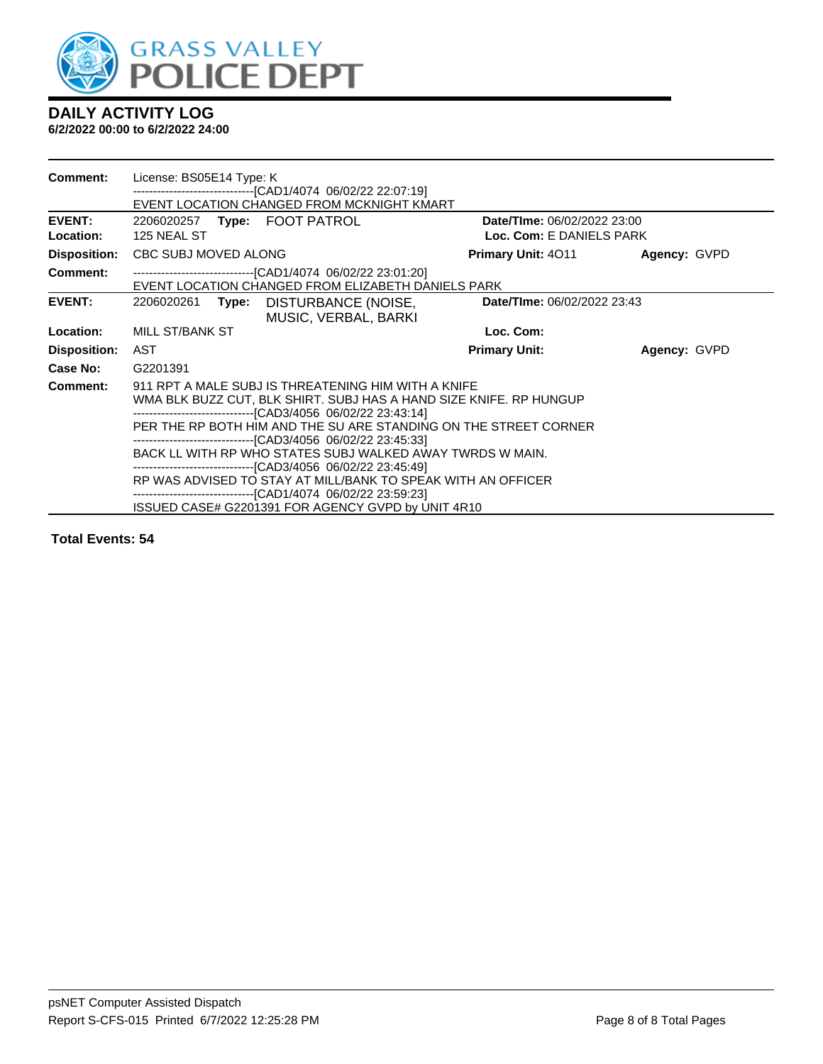## DAILY ACTIVITY LOG

**6/2/2022 00:00 to 6/2/2022 24:00**

| | | | | |
|---|---|---|---|---|
| **Comment:** | License: BS05E14 Type: K<br>------------------------------[CAD1/4074 06/02/22 22:07:19]<br>EVENT LOCATION CHANGED FROM MCKNIGHT KMART | | | |
| **EVENT:** | 2206020257 **Type:** FOOT PATROL | | **Date/TIme:** 06/02/2022 23:00 | |
| **Location:** | 125 NEAL ST | | **Loc. Com:** E DANIELS PARK | |
| **Disposition:** | CBC SUBJ MOVED ALONG | | **Primary Unit:** 4O11 | **Agency:** GVPD |
| **Comment:** | ------------------------------[CAD1/4074 06/02/22 23:01:20]<br>EVENT LOCATION CHANGED FROM ELIZABETH DANIELS PARK | | | |
| **EVENT:** | 2206020261 **Type:** DISTURBANCE (NOISE, MUSIC, VERBAL, BARKI | | **Date/TIme:** 06/02/2022 23:43 | |
| **Location:** | MILL ST/BANK ST | | **Loc. Com:** | |
| **Disposition:** | AST | | **Primary Unit:** | **Agency:** GVPD |
| **Case No:** | G2201391 | | | |
| **Comment:** | 911 RPT A MALE SUBJ IS THREATENING HIM WITH A KNIFE<br>WMA BLK BUZZ CUT, BLK SHIRT. SUBJ HAS A HAND SIZE KNIFE. RP HUNGUP<br>------------------------------[CAD3/4056 06/02/22 23:43:14]<br>PER THE RP BOTH HIM AND THE SU ARE STANDING ON THE STREET CORNER<br>------------------------------[CAD3/4056 06/02/22 23:45:33]<br>BACK LL WITH RP WHO STATES SUBJ WALKED AWAY TWRDS W MAIN.<br>------------------------------[CAD3/4056 06/02/22 23:45:49]<br>RP WAS ADVISED TO STAY AT MILL/BANK TO SPEAK WITH AN OFFICER<br>------------------------------[CAD1/4074 06/02/22 23:59:23]<br>ISSUED CASE# G2201391 FOR AGENCY GVPD by UNIT 4R10 | | | |

**Total Events: 54**

psNET Computer Assisted Dispatch
Report S-CFS-015 Printed 6/7/2022 12:25:28 PM